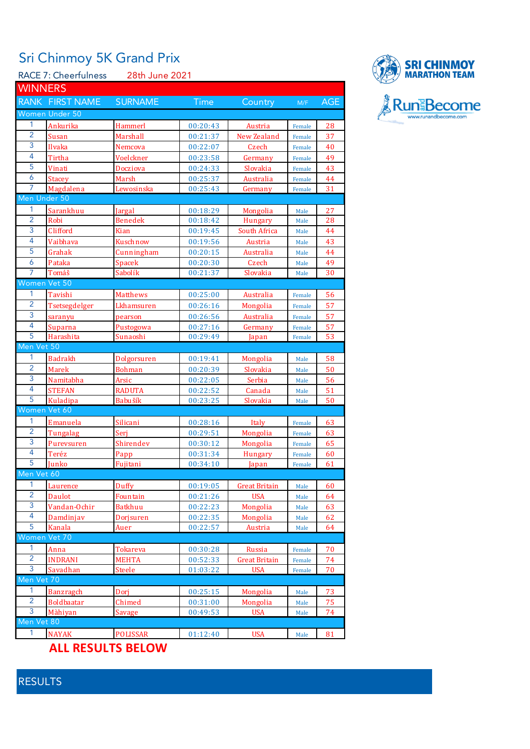# Sri Chinmoy 5K Grand Prix

RACE 7: Cheerfulness 28th June 2021

SRI CHINMOY MARATHON TEAM

RunandBecome www.runandbecome.com

## WINNERS

| RANK | FIRST NAME | SURNAME | Time | Country | M/F | AGE |
|---|---|---|---|---|---|---|
| **Women Under 50** | | | | | | |
| 1 | Ankurika | Hammerl | 00:20:43 | Austria | Female | 28 |
| 2 | Susan | Marshall | 00:21:37 | New Zealand | Female | 37 |
| 3 | Ilvaka | Nemcova | 00:22:07 | Czech | Female | 40 |
| 4 | Tirtha | Voelckner | 00:23:58 | Germany | Female | 49 |
| 5 | Vinati | Docziova | 00:24:33 | Slovakia | Female | 43 |
| 6 | Stacey | Marsh | 00:25:37 | Australia | Female | 44 |
| 7 | Magdalena | Lewosinska | 00:25:43 | Germany | Female | 31 |
| **Men Under 50** | | | | | | |
| 1 | Sarankhuu | Jargal | 00:18:29 | Mongolia | Male | 27 |
| 2 | Robi | Benedek | 00:18:42 | Hungary | Male | 28 |
| 3 | Clifford | Kian | 00:19:45 | South Africa | Male | 44 |
| 4 | Vaibhava | Kuschnow | 00:19:56 | Austria | Male | 43 |
| 5 | Grahak | Cunningham | 00:20:15 | Australia | Male | 44 |
| 6 | Pataka | Spacek | 00:20:30 | Czech | Male | 49 |
| 7 | Tomáš | Sabolík | 00:21:37 | Slovakia | Male | 30 |
| **Women Vet 50** | | | | | | |
| 1 | Tavishi | Matthews | 00:25:00 | Australia | Female | 56 |
| 2 | Tsetsegdelger | Lkhamsuren | 00:26:16 | Mongolia | Female | 57 |
| 3 | saranyu | pearson | 00:26:56 | Australia | Female | 57 |
| 4 | Suparna | Pustogowa | 00:27:16 | Germany | Female | 57 |
| 5 | Harashita | Sunaoshi | 00:29:49 | Japan | Female | 53 |
| **Men Vet 50** | | | | | | |
| 1 | Badrakh | Dolgorsuren | 00:19:41 | Mongolia | Male | 58 |
| 2 | Marek | Bohman | 00:20:39 | Slovakia | Male | 50 |
| 3 | Namitabha | Arsic | 00:22:05 | Serbia | Male | 56 |
| 4 | STEFAN | RADUTA | 00:22:52 | Canada | Male | 51 |
| 5 | Kuladipa | Babušík | 00:23:25 | Slovakia | Male | 50 |
| **Women Vet 60** | | | | | | |
| 1 | Emanuela | Silicani | 00:28:16 | Italy | Female | 63 |
| 2 | Tungalag | Serj | 00:29:51 | Mongolia | Female | 63 |
| 3 | Purevsuren | Shirendev | 00:30:12 | Mongolia | Female | 65 |
| 4 | Teréz | Papp | 00:31:34 | Hungary | Female | 60 |
| 5 | Junko | Fujitani | 00:34:10 | Japan | Female | 61 |
| **Men Vet 60** | | | | | | |
| 1 | Laurence | Duffy | 00:19:05 | Great Britain | Male | 60 |
| 2 | Daulot | Fountain | 00:21:26 | USA | Male | 64 |
| 3 | Vandan-Ochir | Batkhuu | 00:22:23 | Mongolia | Male | 63 |
| 4 | Damdinjav | Dorjsuren | 00:22:35 | Mongolia | Male | 62 |
| 5 | Kanala | Auer | 00:22:57 | Austria | Male | 64 |
| **Women Vet 70** | | | | | | |
| 1 | Anna | Tokareva | 00:30:28 | Russia | Female | 70 |
| 2 | INDRANI | MEHTA | 00:52:33 | Great Britain | Female | 74 |
| 3 | Savadhan | Steele | 01:03:22 | USA | Female | 70 |
| **Men Vet 70** | | | | | | |
| 1 | Banzragch | Dorj | 00:25:15 | Mongolia | Male | 73 |
| 2 | Boldbaatar | Chimed | 00:31:00 | Mongolia | Male | 75 |
| 3 | Màhiyan | Savage | 00:49:53 | USA | Male | 74 |
| **Men Vet 80** | | | | | | |
| 1 | NAYAK | POLISSAR | 01:12:40 | USA | Male | 81 |

**ALL RESULTS BELOW**

## RESULTS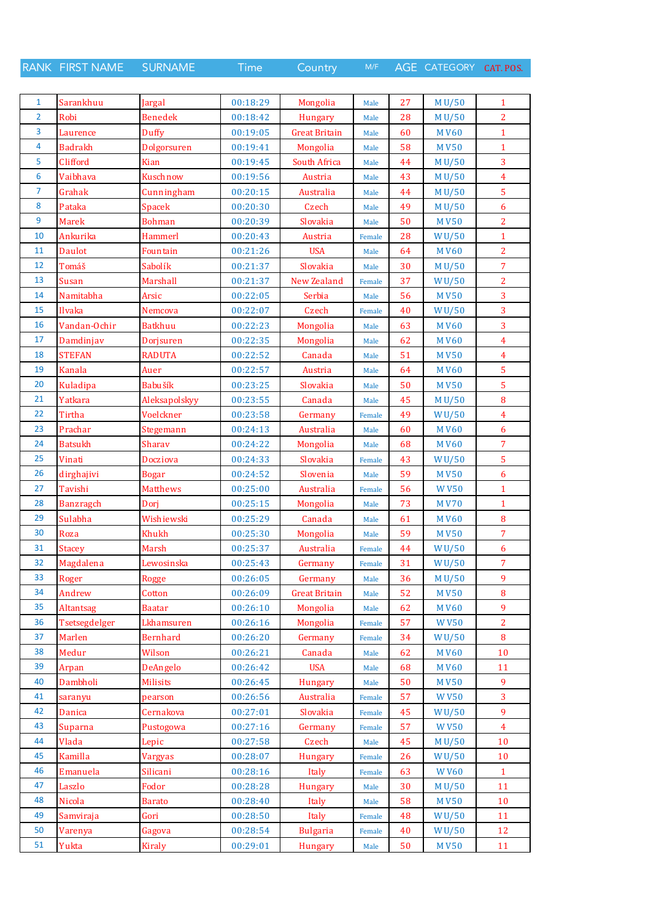| RANK | FIRST NAME | SURNAME | Time | Country | M/F | AGE | CATEGORY | CAT. POS. |
|---|---|---|---|---|---|---|---|---|
| 1 | Sarankhuu | Jargal | 00:18:29 | Mongolia | Male | 27 | M U/50 | 1 |
| 2 | Robi | Benedek | 00:18:42 | Hungary | Male | 28 | M U/50 | 2 |
| 3 | Laurence | Duffy | 00:19:05 | Great Britain | Male | 60 | M V60 | 1 |
| 4 | Badrakh | Dolgorsuren | 00:19:41 | Mongolia | Male | 58 | M V50 | 1 |
| 5 | Clifford | Kian | 00:19:45 | South Africa | Male | 44 | M U/50 | 3 |
| 6 | Vaibhava | Kuschnow | 00:19:56 | Austria | Male | 43 | M U/50 | 4 |
| 7 | Grahak | Cunningham | 00:20:15 | Australia | Male | 44 | M U/50 | 5 |
| 8 | Pataka | Spacek | 00:20:30 | Czech | Male | 49 | M U/50 | 6 |
| 9 | Marek | Bohman | 00:20:39 | Slovakia | Male | 50 | M V50 | 2 |
| 10 | Ankurika | Hammerl | 00:20:43 | Austria | Female | 28 | W U/50 | 1 |
| 11 | Daulot | Fountain | 00:21:26 | USA | Male | 64 | M V60 | 2 |
| 12 | Tomáš | Sabolík | 00:21:37 | Slovakia | Male | 30 | M U/50 | 7 |
| 13 | Susan | Marshall | 00:21:37 | New Zealand | Female | 37 | W U/50 | 2 |
| 14 | Namitabha | Arsic | 00:22:05 | Serbia | Male | 56 | M V50 | 3 |
| 15 | Ilvaka | Nemcova | 00:22:07 | Czech | Female | 40 | W U/50 | 3 |
| 16 | Vandan-Ochir | Batkhuu | 00:22:23 | Mongolia | Male | 63 | M V60 | 3 |
| 17 | Damdinjav | Dorjsuren | 00:22:35 | Mongolia | Male | 62 | M V60 | 4 |
| 18 | STEFAN | RADUTA | 00:22:52 | Canada | Male | 51 | M V50 | 4 |
| 19 | Kanala | Auer | 00:22:57 | Austria | Male | 64 | M V60 | 5 |
| 20 | Kuladipa | Babušík | 00:23:25 | Slovakia | Male | 50 | M V50 | 5 |
| 21 | Yatkara | Aleksapolskyy | 00:23:55 | Canada | Male | 45 | M U/50 | 8 |
| 22 | Tirtha | Voelckner | 00:23:58 | Germany | Female | 49 | W U/50 | 4 |
| 23 | Prachar | Stegemann | 00:24:13 | Australia | Male | 60 | M V60 | 6 |
| 24 | Batsukh | Sharav | 00:24:22 | Mongolia | Male | 68 | M V60 | 7 |
| 25 | Vinati | Docziova | 00:24:33 | Slovakia | Female | 43 | W U/50 | 5 |
| 26 | dirghajivi | Bogar | 00:24:52 | Slovenia | Male | 59 | M V50 | 6 |
| 27 | Tavishi | Matthews | 00:25:00 | Australia | Female | 56 | W V50 | 1 |
| 28 | Banzragch | Dorj | 00:25:15 | Mongolia | Male | 73 | M V70 | 1 |
| 29 | Sulabha | Wishiewski | 00:25:29 | Canada | Male | 61 | M V60 | 8 |
| 30 | Roza | Khukh | 00:25:30 | Mongolia | Male | 59 | M V50 | 7 |
| 31 | Stacey | Marsh | 00:25:37 | Australia | Female | 44 | W U/50 | 6 |
| 32 | Magdalena | Lewosinska | 00:25:43 | Germany | Female | 31 | W U/50 | 7 |
| 33 | Roger | Rogge | 00:26:05 | Germany | Male | 36 | M U/50 | 9 |
| 34 | Andrew | Cotton | 00:26:09 | Great Britain | Male | 52 | M V50 | 8 |
| 35 | Altantsag | Baatar | 00:26:10 | Mongolia | Male | 62 | M V60 | 9 |
| 36 | Tsetsegdelger | Lkhamsuren | 00:26:16 | Mongolia | Female | 57 | W V50 | 2 |
| 37 | Marlen | Bernhard | 00:26:20 | Germany | Female | 34 | W U/50 | 8 |
| 38 | Medur | Wilson | 00:26:21 | Canada | Male | 62 | M V60 | 10 |
| 39 | Arpan | DeAngelo | 00:26:42 | USA | Male | 68 | M V60 | 11 |
| 40 | Dambholi | Milisits | 00:26:45 | Hungary | Male | 50 | M V50 | 9 |
| 41 | saranyu | pearson | 00:26:56 | Australia | Female | 57 | W V50 | 3 |
| 42 | Danica | Cernakova | 00:27:01 | Slovakia | Female | 45 | W U/50 | 9 |
| 43 | Suparna | Pustogowa | 00:27:16 | Germany | Female | 57 | W V50 | 4 |
| 44 | Vlada | Lepic | 00:27:58 | Czech | Male | 45 | M U/50 | 10 |
| 45 | Kamilla | Vargyas | 00:28:07 | Hungary | Female | 26 | W U/50 | 10 |
| 46 | Emanuela | Silicani | 00:28:16 | Italy | Female | 63 | W V60 | 1 |
| 47 | Laszlo | Fodor | 00:28:28 | Hungary | Male | 30 | M U/50 | 11 |
| 48 | Nicola | Barato | 00:28:40 | Italy | Male | 58 | M V50 | 10 |
| 49 | Samviraja | Gori | 00:28:50 | Italy | Female | 48 | W U/50 | 11 |
| 50 | Varenya | Gagova | 00:28:54 | Bulgaria | Female | 40 | W U/50 | 12 |
| 51 | Yukta | Kiraly | 00:29:01 | Hungary | Male | 50 | M V50 | 11 |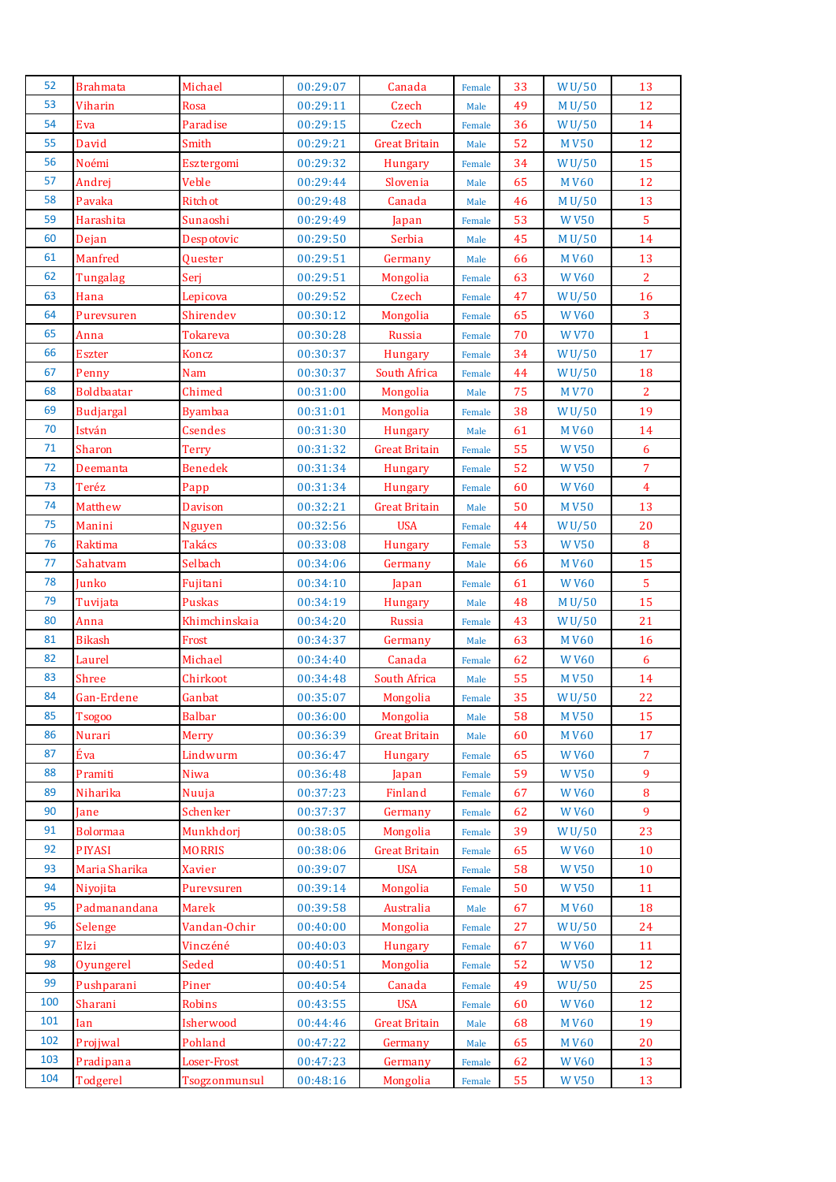| 52 | Brahmata | Michael | 00:29:07 | Canada | Female | 33 | WU/50 | 13 |
|---|---|---|---|---|---|---|---|---|
| 53 | Viharin | Rosa | 00:29:11 | Czech | Male | 49 | MU/50 | 12 |
| 54 | Eva | Paradise | 00:29:15 | Czech | Female | 36 | WU/50 | 14 |
| 55 | David | Smith | 00:29:21 | Great Britain | Male | 52 | MV50 | 12 |
| 56 | Noémi | Esztergomi | 00:29:32 | Hungary | Female | 34 | WU/50 | 15 |
| 57 | Andrej | Veble | 00:29:44 | Slovenia | Male | 65 | MV60 | 12 |
| 58 | Pavaka | Ritchot | 00:29:48 | Canada | Male | 46 | MU/50 | 13 |
| 59 | Harashita | Sunaoshi | 00:29:49 | Japan | Female | 53 | WV50 | 5 |
| 60 | Dejan | Despotovic | 00:29:50 | Serbia | Male | 45 | MU/50 | 14 |
| 61 | Manfred | Quester | 00:29:51 | Germany | Male | 66 | MV60 | 13 |
| 62 | Tungalag | Serj | 00:29:51 | Mongolia | Female | 63 | WV60 | 2 |
| 63 | Hana | Lepicova | 00:29:52 | Czech | Female | 47 | WU/50 | 16 |
| 64 | Purevsuren | Shirendev | 00:30:12 | Mongolia | Female | 65 | WV60 | 3 |
| 65 | Anna | Tokareva | 00:30:28 | Russia | Female | 70 | WV70 | 1 |
| 66 | Eszter | Koncz | 00:30:37 | Hungary | Female | 34 | WU/50 | 17 |
| 67 | Penny | Nam | 00:30:37 | South Africa | Female | 44 | WU/50 | 18 |
| 68 | Boldbaatar | Chimed | 00:31:00 | Mongolia | Male | 75 | MV70 | 2 |
| 69 | Budjargal | Byambaa | 00:31:01 | Mongolia | Female | 38 | WU/50 | 19 |
| 70 | István | Csendes | 00:31:30 | Hungary | Male | 61 | MV60 | 14 |
| 71 | Sharon | Terry | 00:31:32 | Great Britain | Female | 55 | WV50 | 6 |
| 72 | Deemanta | Benedek | 00:31:34 | Hungary | Female | 52 | WV50 | 7 |
| 73 | Teréz | Papp | 00:31:34 | Hungary | Female | 60 | WV60 | 4 |
| 74 | Matthew | Davison | 00:32:21 | Great Britain | Male | 50 | MV50 | 13 |
| 75 | Manini | Nguyen | 00:32:56 | USA | Female | 44 | WU/50 | 20 |
| 76 | Raktima | Takács | 00:33:08 | Hungary | Female | 53 | WV50 | 8 |
| 77 | Sahatvam | Selbach | 00:34:06 | Germany | Male | 66 | MV60 | 15 |
| 78 | Junko | Fujitani | 00:34:10 | Japan | Female | 61 | WV60 | 5 |
| 79 | Tuvijata | Puskas | 00:34:19 | Hungary | Male | 48 | MU/50 | 15 |
| 80 | Anna | Khimchinskaia | 00:34:20 | Russia | Female | 43 | WU/50 | 21 |
| 81 | Bikash | Frost | 00:34:37 | Germany | Male | 63 | MV60 | 16 |
| 82 | Laurel | Michael | 00:34:40 | Canada | Female | 62 | WV60 | 6 |
| 83 | Shree | Chirkoot | 00:34:48 | South Africa | Male | 55 | MV50 | 14 |
| 84 | Gan-Erdene | Ganbat | 00:35:07 | Mongolia | Female | 35 | WU/50 | 22 |
| 85 | Tsogoo | Balbar | 00:36:00 | Mongolia | Male | 58 | MV50 | 15 |
| 86 | Nurari | Merry | 00:36:39 | Great Britain | Male | 60 | MV60 | 17 |
| 87 | Éva | Lindwurm | 00:36:47 | Hungary | Female | 65 | WV60 | 7 |
| 88 | Pramiti | Niwa | 00:36:48 | Japan | Female | 59 | WV50 | 9 |
| 89 | Niharika | Nuuja | 00:37:23 | Finland | Female | 67 | WV60 | 8 |
| 90 | Jane | Schenker | 00:37:37 | Germany | Female | 62 | WV60 | 9 |
| 91 | Bolormaa | Munkhdorj | 00:38:05 | Mongolia | Female | 39 | WU/50 | 23 |
| 92 | PIYASI | MORRIS | 00:38:06 | Great Britain | Female | 65 | WV60 | 10 |
| 93 | Maria Sharika | Xavier | 00:39:07 | USA | Female | 58 | WV50 | 10 |
| 94 | Niyojita | Purevsuren | 00:39:14 | Mongolia | Female | 50 | WV50 | 11 |
| 95 | Padmanandana | Marek | 00:39:58 | Australia | Male | 67 | MV60 | 18 |
| 96 | Selenge | Vandan-Ochir | 00:40:00 | Mongolia | Female | 27 | WU/50 | 24 |
| 97 | Elzi | Vinczéné | 00:40:03 | Hungary | Female | 67 | WV60 | 11 |
| 98 | Oyungerel | Seded | 00:40:51 | Mongolia | Female | 52 | WV50 | 12 |
| 99 | Pushparani | Piner | 00:40:54 | Canada | Female | 49 | WU/50 | 25 |
| 100 | Sharani | Robins | 00:43:55 | USA | Female | 60 | WV60 | 12 |
| 101 | Ian | Isherwood | 00:44:46 | Great Britain | Male | 68 | MV60 | 19 |
| 102 | Projjwal | Pohland | 00:47:22 | Germany | Male | 65 | MV60 | 20 |
| 103 | Pradipana | Loser-Frost | 00:47:23 | Germany | Female | 62 | WV60 | 13 |
| 104 | Todgerel | Tsogzonmunsul | 00:48:16 | Mongolia | Female | 55 | WV50 | 13 |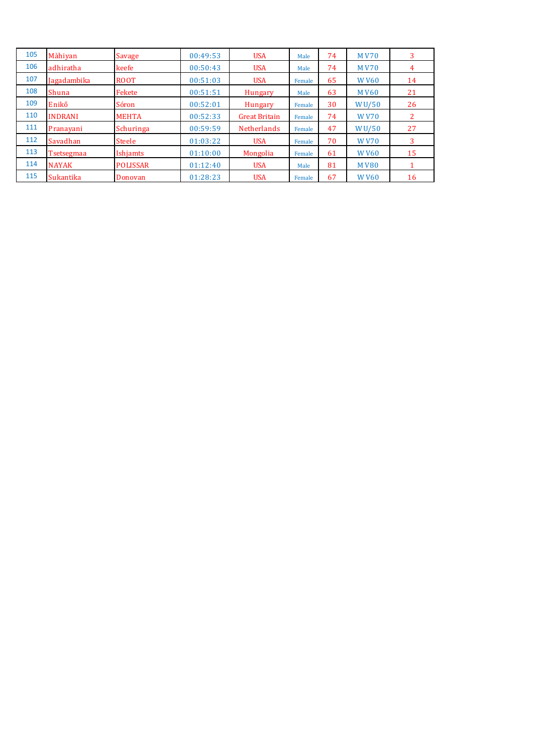| | | | | | | | | |
|---|---|---|---|---|---|---|---|---|
| 105 | Màhiyan | Savage | 00:49:53 | USA | Male | 74 | M V70 | 3 |
| 106 | adhiratha | keefe | 00:50:43 | USA | Male | 74 | M V70 | 4 |
| 107 | Jagadambika | ROOT | 00:51:03 | USA | Female | 65 | W V60 | 14 |
| 108 | Shuna | Fekete | 00:51:51 | Hungary | Male | 63 | M V60 | 21 |
| 109 | Enikő | Sóron | 00:52:01 | Hungary | Female | 30 | W U/50 | 26 |
| 110 | INDRANI | MEHTA | 00:52:33 | Great Britain | Female | 74 | W V70 | 2 |
| 111 | Pranayani | Schuringa | 00:59:59 | Netherlands | Female | 47 | W U/50 | 27 |
| 112 | Savadhan | Steele | 01:03:22 | USA | Female | 70 | W V70 | 3 |
| 113 | Tsetsegmaa | Ishjamts | 01:10:00 | Mongolia | Female | 61 | W V60 | 15 |
| 114 | NAYAK | POLISSAR | 01:12:40 | USA | Male | 81 | M V80 | 1 |
| 115 | Sukantika | Donovan | 01:28:23 | USA | Female | 67 | W V60 | 16 |